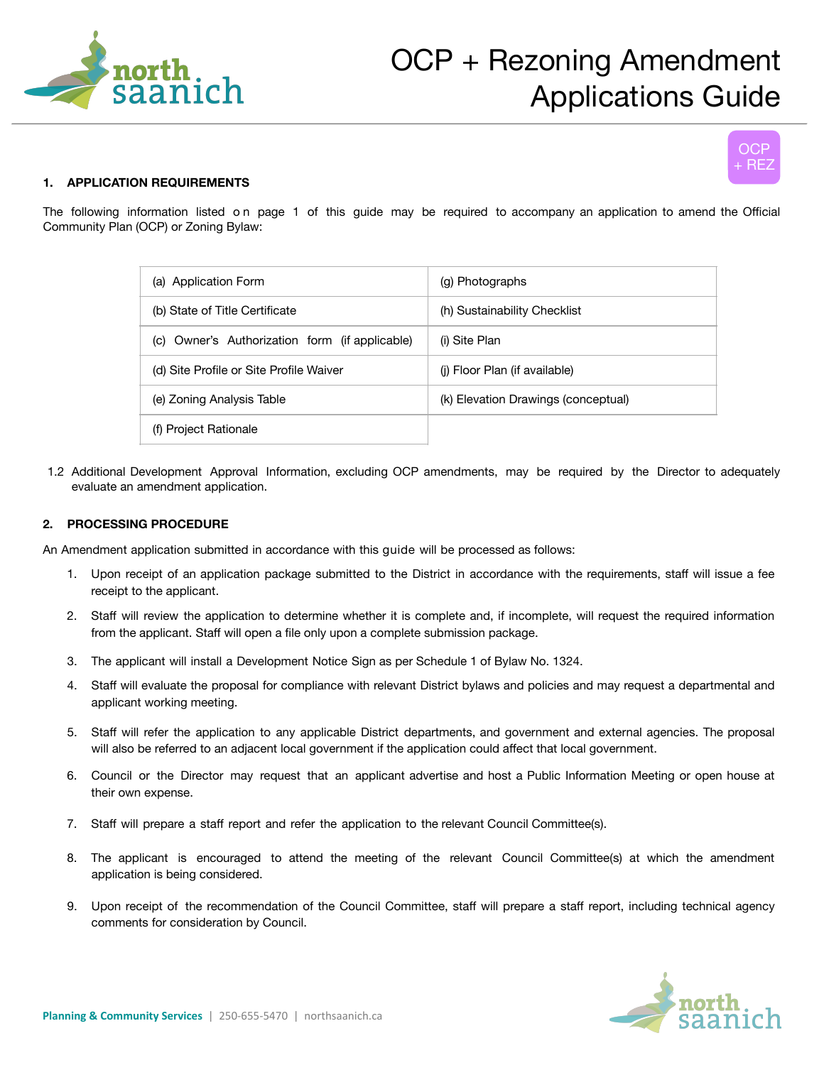# OCP + Rezoning Amendment Applications Guide

OCP + REZ

## 1. APPLICATION REQUIREMENTS

The following information listed on page 1 of this guide may be required to accompany an application to amend the Official Community Plan (OCP) or Zoning Bylaw:

| | |
|---|---|
| (a) Application Form | (g) Photographs |
| (b) State of Title Certificate | (h) Sustainability Checklist |
| (c) Owner's Authorization form (if applicable) | (i) Site Plan |
| (d) Site Profile or Site Profile Waiver | (j) Floor Plan (if available) |
| (e) Zoning Analysis Table | (k) Elevation Drawings (conceptual) |
| (f) Project Rationale | |

1.2 Additional Development Approval Information, excluding OCP amendments, may be required by the Director to adequately evaluate an amendment application.

## 2. PROCESSING PROCEDURE

An Amendment application submitted in accordance with this guide will be processed as follows:

1. Upon receipt of an application package submitted to the District in accordance with the requirements, staff will issue a fee receipt to the applicant.
2. Staff will review the application to determine whether it is complete and, if incomplete, will request the required information from the applicant. Staff will open a file only upon a complete submission package.
3. The applicant will install a Development Notice Sign as per Schedule 1 of Bylaw No. 1324.
4. Staff will evaluate the proposal for compliance with relevant District bylaws and policies and may request a departmental and applicant working meeting.
5. Staff will refer the application to any applicable District departments, and government and external agencies. The proposal will also be referred to an adjacent local government if the application could affect that local government.
6. Council or the Director may request that an applicant advertise and host a Public Information Meeting or open house at their own expense.
7. Staff will prepare a staff report and refer the application to the relevant Council Committee(s).
8. The applicant is encouraged to attend the meeting of the relevant Council Committee(s) at which the amendment application is being considered.
9. Upon receipt of the recommendation of the Council Committee, staff will prepare a staff report, including technical agency comments for consideration by Council.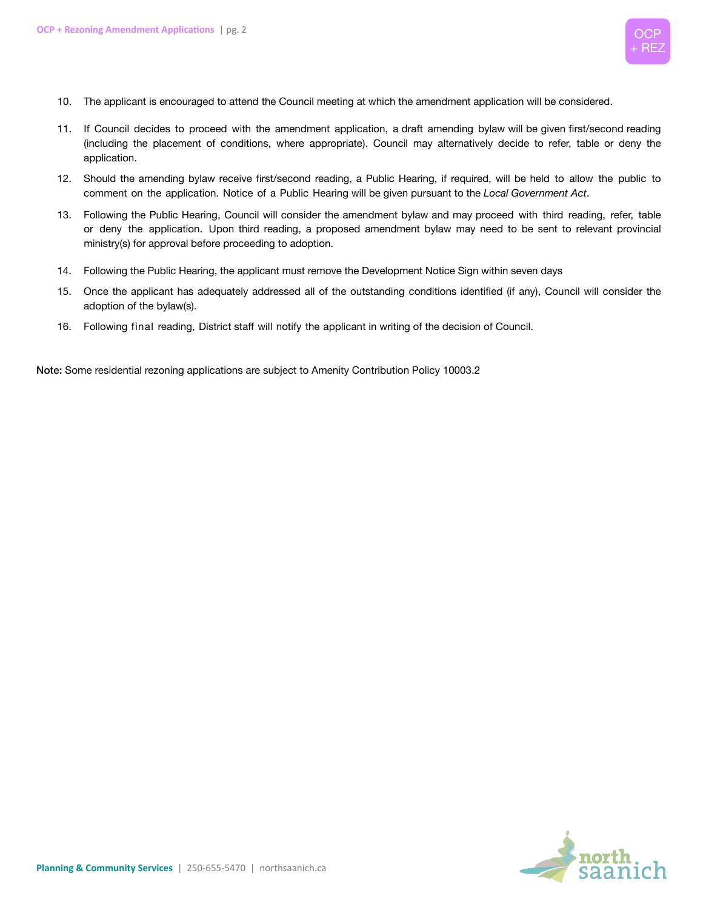10. The applicant is encouraged to attend the Council meeting at which the amendment application will be considered.
11. If Council decides to proceed with the amendment application, a draft amending bylaw will be given first/second reading (including the placement of conditions, where appropriate). Council may alternatively decide to refer, table or deny the application.
12. Should the amending bylaw receive first/second reading, a Public Hearing, if required, will be held to allow the public to comment on the application. Notice of a Public Hearing will be given pursuant to the *Local Government Act*.
13. Following the Public Hearing, Council will consider the amendment bylaw and may proceed with third reading, refer, table or deny the application. Upon third reading, a proposed amendment bylaw may need to be sent to relevant provincial ministry(s) for approval before proceeding to adoption.
14. Following the Public Hearing, the applicant must remove the Development Notice Sign within seven days
15. Once the applicant has adequately addressed all of the outstanding conditions identified (if any), Council will consider the adoption of the bylaw(s).
16. Following final reading, District staff will notify the applicant in writing of the decision of Council.

**Note:** Some residential rezoning applications are subject to Amenity Contribution Policy 10003.2